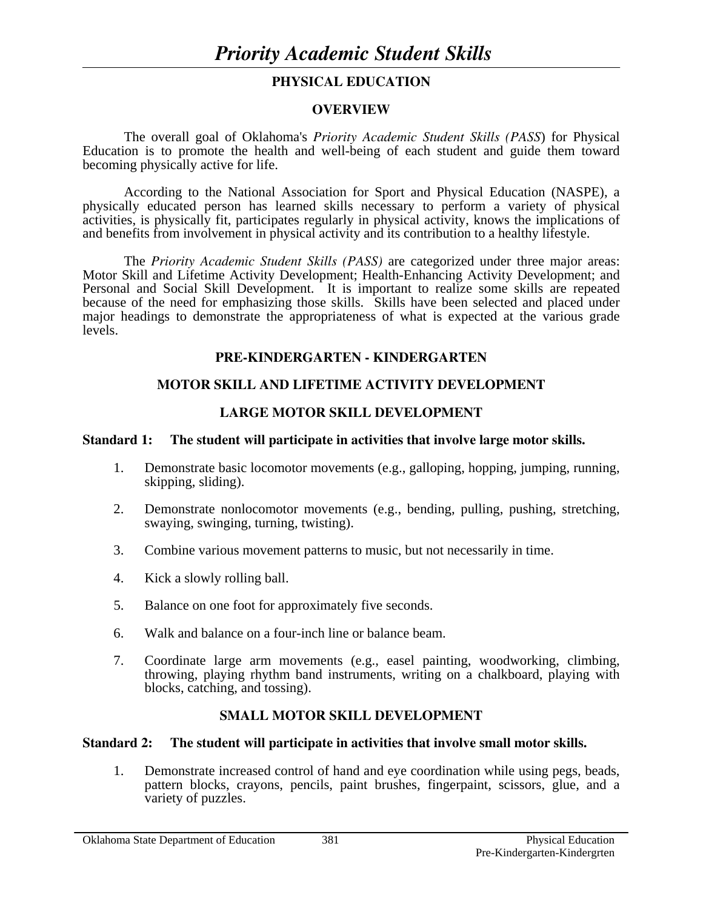# *Priority Academic Student Skills*

## PHYSICAL EDUCATION

### OVERVIEW

The overall goal of Oklahoma's *Priority Academic Student Skills (PASS*) for Physical Education is to promote the health and well-being of each student and guide them toward becoming physically active for life.

According to the National Association for Sport and Physical Education (NASPE), a physically educated person has learned skills necessary to perform a variety of physical activities, is physically fit, participates regularly in physical activity, knows the implications of and benefits from involvement in physical activity and its contribution to a healthy lifestyle.

The *Priority Academic Student Skills (PASS)* are categorized under three major areas: Motor Skill and Lifetime Activity Development; Health-Enhancing Activity Development; and Personal and Social Skill Development. It is important to realize some skills are repeated because of the need for emphasizing those skills. Skills have been selected and placed under major headings to demonstrate the appropriateness of what is expected at the various grade levels.

### PRE-KINDERGARTEN - KINDERGARTEN

### MOTOR SKILL AND LIFETIME ACTIVITY DEVELOPMENT

### LARGE MOTOR SKILL DEVELOPMENT

**Standard 1: The student will participate in activities that involve large motor skills.**

1. Demonstrate basic locomotor movements (e.g., galloping, hopping, jumping, running, skipping, sliding).

2. Demonstrate nonlocomotor movements (e.g., bending, pulling, pushing, stretching, swaying, swinging, turning, twisting).

3. Combine various movement patterns to music, but not necessarily in time.

4. Kick a slowly rolling ball.

5. Balance on one foot for approximately five seconds.

6. Walk and balance on a four-inch line or balance beam.

7. Coordinate large arm movements (e.g., easel painting, woodworking, climbing, throwing, playing rhythm band instruments, writing on a chalkboard, playing with blocks, catching, and tossing).

### SMALL MOTOR SKILL DEVELOPMENT

**Standard 2: The student will participate in activities that involve small motor skills.**

1. Demonstrate increased control of hand and eye coordination while using pegs, beads, pattern blocks, crayons, pencils, paint brushes, fingerpaint, scissors, glue, and a variety of puzzles.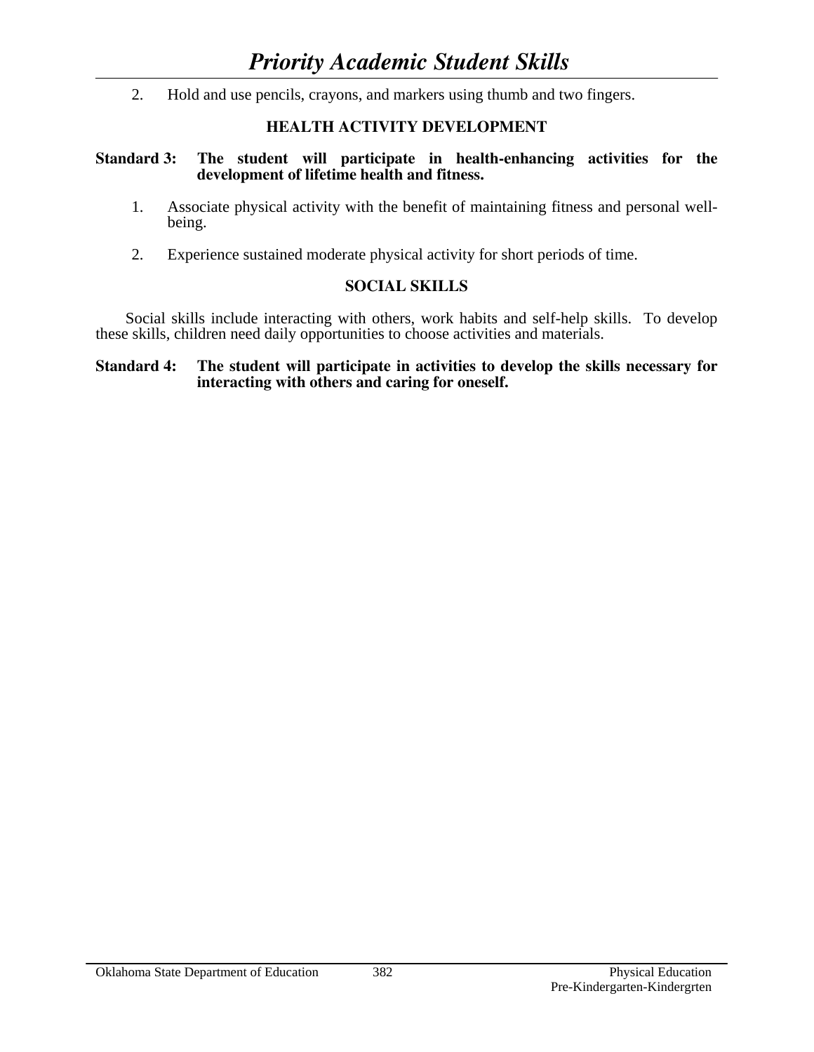2. Hold and use pencils, crayons, and markers using thumb and two fingers.

### HEALTH ACTIVITY DEVELOPMENT

**Standard 3: The student will participate in health-enhancing activities for the development of lifetime health and fitness.**

1. Associate physical activity with the benefit of maintaining fitness and personal well-being.

2. Experience sustained moderate physical activity for short periods of time.

### SOCIAL SKILLS

Social skills include interacting with others, work habits and self-help skills. To develop these skills, children need daily opportunities to choose activities and materials.

**Standard 4: The student will participate in activities to develop the skills necessary for interacting with others and caring for oneself.**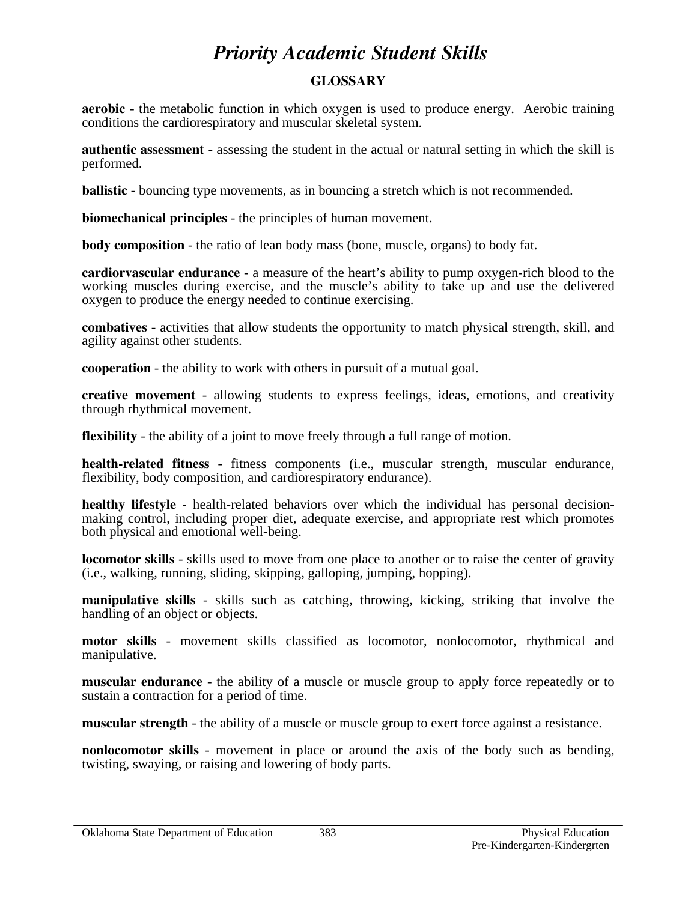# Priority Academic Student Skills

## GLOSSARY

**aerobic** - the metabolic function in which oxygen is used to produce energy. Aerobic training conditions the cardiorespiratory and muscular skeletal system.

**authentic assessment** - assessing the student in the actual or natural setting in which the skill is performed.

**ballistic** - bouncing type movements, as in bouncing a stretch which is not recommended.

**biomechanical principles** - the principles of human movement.

**body composition** - the ratio of lean body mass (bone, muscle, organs) to body fat.

**cardiorvascular endurance** - a measure of the heart's ability to pump oxygen-rich blood to the working muscles during exercise, and the muscle's ability to take up and use the delivered oxygen to produce the energy needed to continue exercising.

**combatives** - activities that allow students the opportunity to match physical strength, skill, and agility against other students.

**cooperation** - the ability to work with others in pursuit of a mutual goal.

**creative movement** - allowing students to express feelings, ideas, emotions, and creativity through rhythmical movement.

**flexibility** - the ability of a joint to move freely through a full range of motion.

**health-related fitness** - fitness components (i.e., muscular strength, muscular endurance, flexibility, body composition, and cardiorespiratory endurance).

**healthy lifestyle** - health-related behaviors over which the individual has personal decision-making control, including proper diet, adequate exercise, and appropriate rest which promotes both physical and emotional well-being.

**locomotor skills** - skills used to move from one place to another or to raise the center of gravity (i.e., walking, running, sliding, skipping, galloping, jumping, hopping).

**manipulative skills** - skills such as catching, throwing, kicking, striking that involve the handling of an object or objects.

**motor skills** - movement skills classified as locomotor, nonlocomotor, rhythmical and manipulative.

**muscular endurance** - the ability of a muscle or muscle group to apply force repeatedly or to sustain a contraction for a period of time.

**muscular strength** - the ability of a muscle or muscle group to exert force against a resistance.

**nonlocomotor skills** - movement in place or around the axis of the body such as bending, twisting, swaying, or raising and lowering of body parts.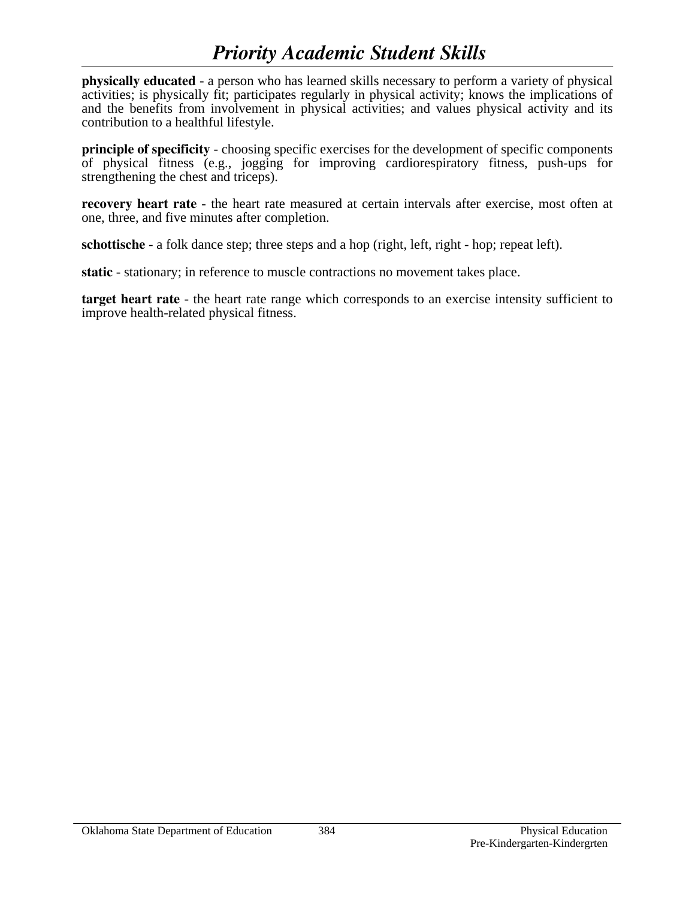**physically educated** - a person who has learned skills necessary to perform a variety of physical activities; is physically fit; participates regularly in physical activity; knows the implications of and the benefits from involvement in physical activities; and values physical activity and its contribution to a healthful lifestyle.

**principle of specificity** - choosing specific exercises for the development of specific components of physical fitness (e.g., jogging for improving cardiorespiratory fitness, push-ups for strengthening the chest and triceps).

**recovery heart rate** - the heart rate measured at certain intervals after exercise, most often at one, three, and five minutes after completion.

**schottische** - a folk dance step; three steps and a hop (right, left, right - hop; repeat left).

**static** - stationary; in reference to muscle contractions no movement takes place.

**target heart rate** - the heart rate range which corresponds to an exercise intensity sufficient to improve health-related physical fitness.